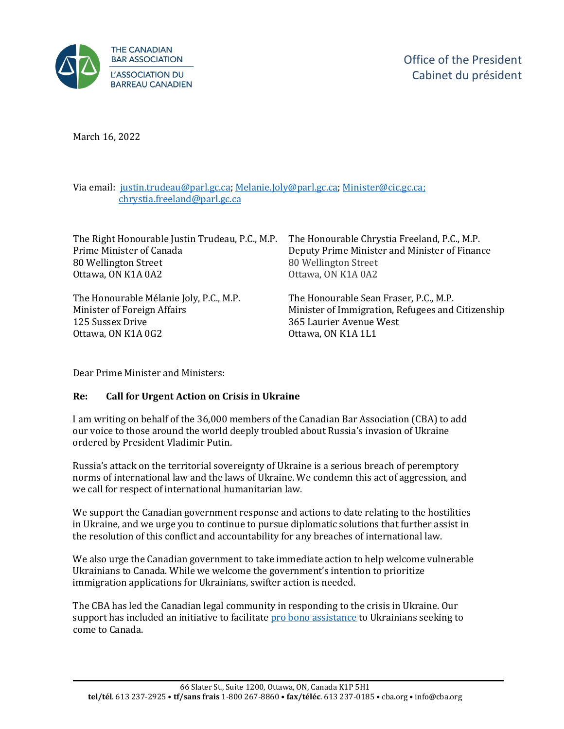THE CANADIAN BAR ASSOCIATION
L'ASSOCIATION DU BARREAU CANADIEN

Office of the President
Cabinet du président

March 16, 2022

Via email: [justin.trudeau@parl.gc.ca](mailto:justin.trudeau@parl.gc.ca); [Melanie.Joly@parl.gc.ca](mailto:Melanie.Joly@parl.gc.ca); [Minister@cic.gc.ca;](mailto:Minister@cic.gc.ca) [chrystia.freeland@parl.gc.ca](mailto:chrystia.freeland@parl.gc.ca)

The Right Honourable Justin Trudeau, P.C., M.P.
Prime Minister of Canada
80 Wellington Street
Ottawa, ON K1A 0A2

The Honourable Chrystia Freeland, P.C., M.P.
Deputy Prime Minister and Minister of Finance
80 Wellington Street
Ottawa, ON K1A 0A2

The Honourable Mélanie Joly, P.C., M.P.
Minister of Foreign Affairs
125 Sussex Drive
Ottawa, ON K1A 0G2

The Honourable Sean Fraser, P.C., M.P.
Minister of Immigration, Refugees and Citizenship
365 Laurier Avenue West
Ottawa, ON K1A 1L1

Dear Prime Minister and Ministers:

**Re: Call for Urgent Action on Crisis in Ukraine**

I am writing on behalf of the 36,000 members of the Canadian Bar Association (CBA) to add our voice to those around the world deeply troubled about Russia's invasion of Ukraine ordered by President Vladimir Putin.

Russia's attack on the territorial sovereignty of Ukraine is a serious breach of peremptory norms of international law and the laws of Ukraine. We condemn this act of aggression, and we call for respect of international humanitarian law.

We support the Canadian government response and actions to date relating to the hostilities in Ukraine, and we urge you to continue to pursue diplomatic solutions that further assist in the resolution of this conflict and accountability for any breaches of international law.

We also urge the Canadian government to take immediate action to help welcome vulnerable Ukrainians to Canada. While we welcome the government's intention to prioritize immigration applications for Ukrainians, swifter action is needed.

The CBA has led the Canadian legal community in responding to the crisis in Ukraine. Our support has included an initiative to facilitate pro bono assistance to Ukrainians seeking to come to Canada.

66 Slater St., Suite 1200, Ottawa, ON, Canada K1P 5H1
**tel/tél**. 613 237-2925 • **tf/sans frais** 1-800 267-8860 • **fax/téléc**. 613 237-0185 • cba.org • info@cba.org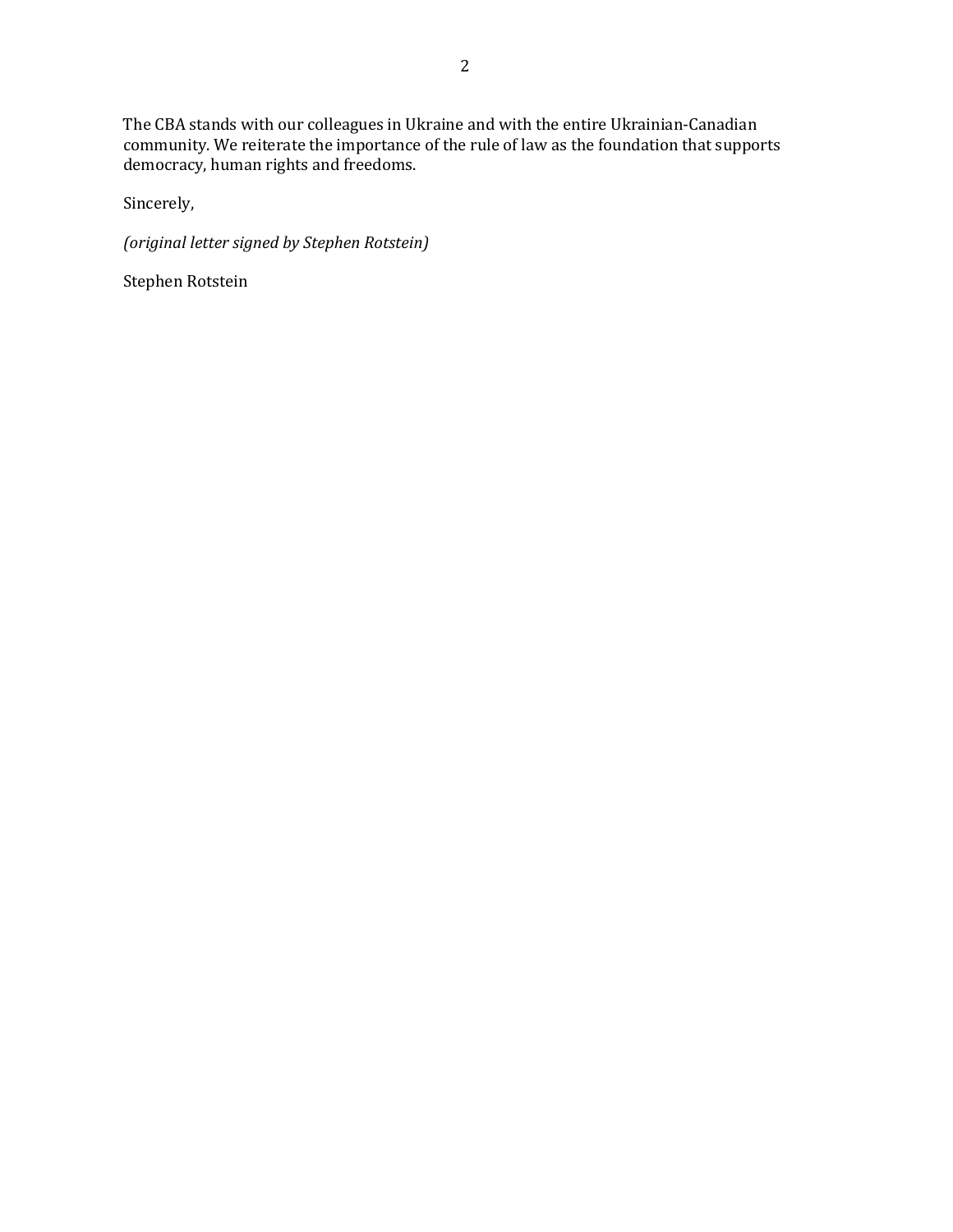The CBA stands with our colleagues in Ukraine and with the entire Ukrainian-Canadian community. We reiterate the importance of the rule of law as the foundation that supports democracy, human rights and freedoms.

Sincerely,

*(original letter signed by Stephen Rotstein)*

Stephen Rotstein